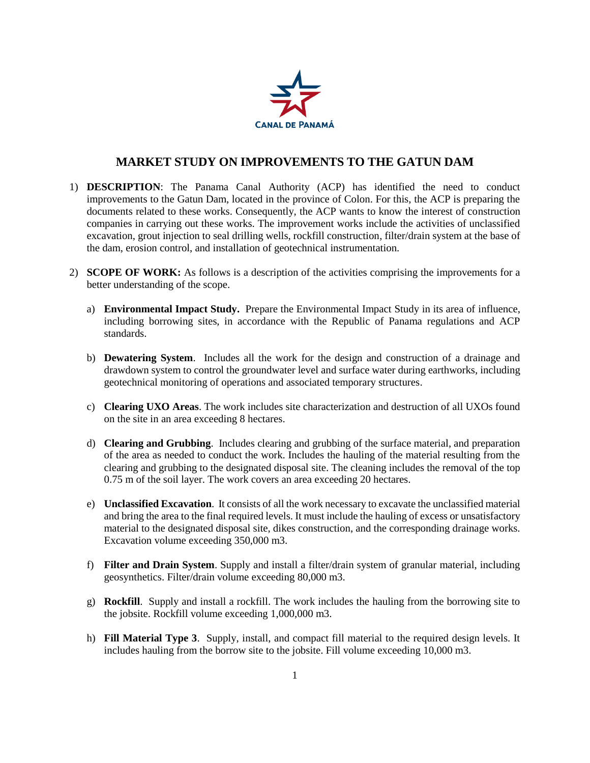CANAL DE PANAMÁ

# MARKET STUDY ON IMPROVEMENTS TO THE GATUN DAM

1) **DESCRIPTION**: The Panama Canal Authority (ACP) has identified the need to conduct improvements to the Gatun Dam, located in the province of Colon. For this, the ACP is preparing the documents related to these works. Consequently, the ACP wants to know the interest of construction companies in carrying out these works. The improvement works include the activities of unclassified excavation, grout injection to seal drilling wells, rockfill construction, filter/drain system at the base of the dam, erosion control, and installation of geotechnical instrumentation.

2) **SCOPE OF WORK:** As follows is a description of the activities comprising the improvements for a better understanding of the scope.

   a) **Environmental Impact Study.** Prepare the Environmental Impact Study in its area of influence, including borrowing sites, in accordance with the Republic of Panama regulations and ACP standards.

   b) **Dewatering System**. Includes all the work for the design and construction of a drainage and drawdown system to control the groundwater level and surface water during earthworks, including geotechnical monitoring of operations and associated temporary structures.

   c) **Clearing UXO Areas**. The work includes site characterization and destruction of all UXOs found on the site in an area exceeding 8 hectares.

   d) **Clearing and Grubbing**. Includes clearing and grubbing of the surface material, and preparation of the area as needed to conduct the work. Includes the hauling of the material resulting from the clearing and grubbing to the designated disposal site. The cleaning includes the removal of the top 0.75 m of the soil layer. The work covers an area exceeding 20 hectares.

   e) **Unclassified Excavation**. It consists of all the work necessary to excavate the unclassified material and bring the area to the final required levels. It must include the hauling of excess or unsatisfactory material to the designated disposal site, dikes construction, and the corresponding drainage works. Excavation volume exceeding 350,000 m3.

   f) **Filter and Drain System**. Supply and install a filter/drain system of granular material, including geosynthetics. Filter/drain volume exceeding 80,000 m3.

   g) **Rockfill**. Supply and install a rockfill. The work includes the hauling from the borrowing site to the jobsite. Rockfill volume exceeding 1,000,000 m3.

   h) **Fill Material Type 3**. Supply, install, and compact fill material to the required design levels. It includes hauling from the borrow site to the jobsite. Fill volume exceeding 10,000 m3.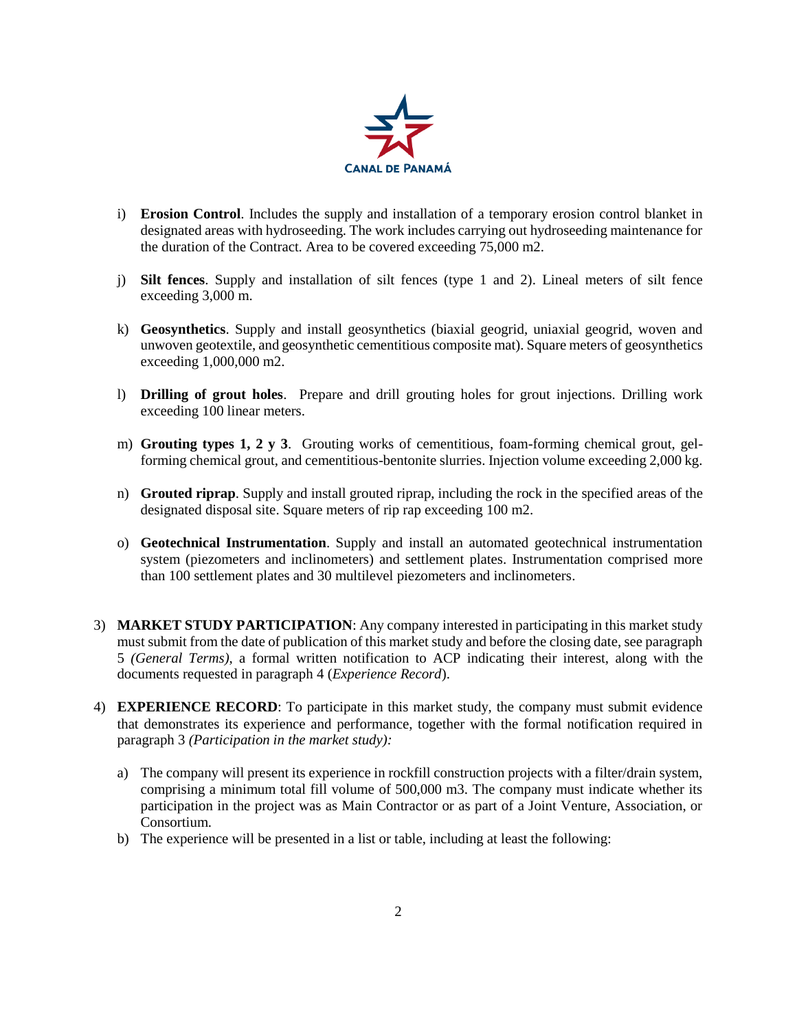i) **Erosion Control**. Includes the supply and installation of a temporary erosion control blanket in designated areas with hydroseeding. The work includes carrying out hydroseeding maintenance for the duration of the Contract. Area to be covered exceeding 75,000 m2.

j) **Silt fences**. Supply and installation of silt fences (type 1 and 2). Lineal meters of silt fence exceeding 3,000 m.

k) **Geosynthetics**. Supply and install geosynthetics (biaxial geogrid, uniaxial geogrid, woven and unwoven geotextile, and geosynthetic cementitious composite mat). Square meters of geosynthetics exceeding 1,000,000 m2.

l) **Drilling of grout holes**. Prepare and drill grouting holes for grout injections. Drilling work exceeding 100 linear meters.

m) **Grouting types 1, 2 y 3**. Grouting works of cementitious, foam-forming chemical grout, gel-forming chemical grout, and cementitious-bentonite slurries. Injection volume exceeding 2,000 kg.

n) **Grouted riprap**. Supply and install grouted riprap, including the rock in the specified areas of the designated disposal site. Square meters of rip rap exceeding 100 m2.

o) **Geotechnical Instrumentation**. Supply and install an automated geotechnical instrumentation system (piezometers and inclinometers) and settlement plates. Instrumentation comprised more than 100 settlement plates and 30 multilevel piezometers and inclinometers.

3) **MARKET STUDY PARTICIPATION**: Any company interested in participating in this market study must submit from the date of publication of this market study and before the closing date, see paragraph 5 *(General Terms)*, a formal written notification to ACP indicating their interest, along with the documents requested in paragraph 4 (*Experience Record*).

4) **EXPERIENCE RECORD**: To participate in this market study, the company must submit evidence that demonstrates its experience and performance, together with the formal notification required in paragraph 3 *(Participation in the market study):*

   a) The company will present its experience in rockfill construction projects with a filter/drain system, comprising a minimum total fill volume of 500,000 m3. The company must indicate whether its participation in the project was as Main Contractor or as part of a Joint Venture, Association, or Consortium.

   b) The experience will be presented in a list or table, including at least the following: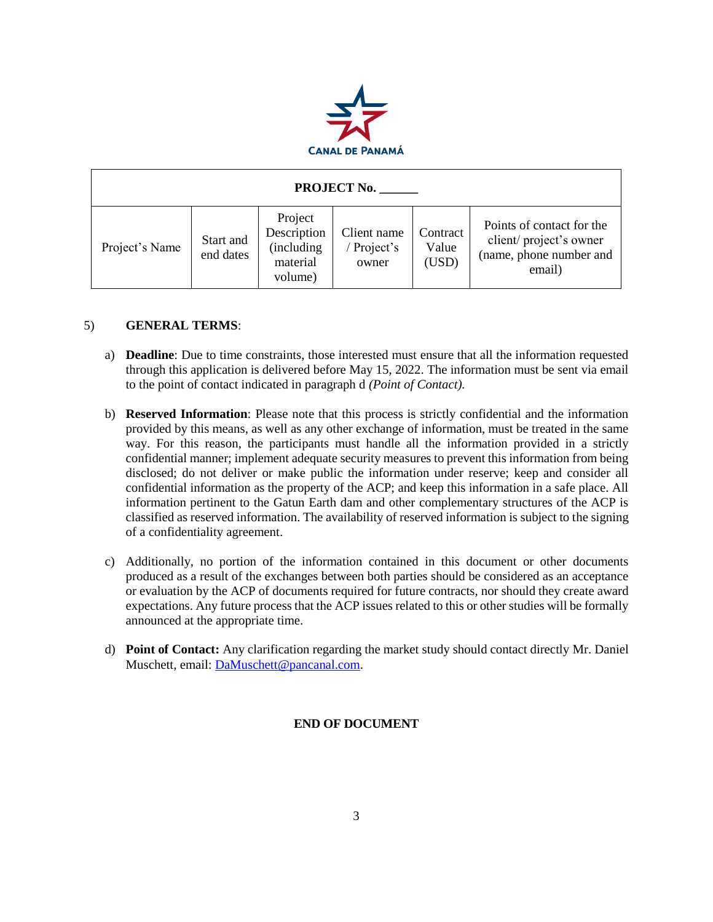CANAL DE PANAMÁ

| PROJECT No. ______ | | | | | |
|---|---|---|---|---|---|
| Project's Name | Start and end dates | Project Description (including material volume) | Client name / Project's owner | Contract Value (USD) | Points of contact for the client/ project's owner (name, phone number and email) |

5) **GENERAL TERMS**:

a) **Deadline**: Due to time constraints, those interested must ensure that all the information requested through this application is delivered before May 15, 2022. The information must be sent via email to the point of contact indicated in paragraph d *(Point of Contact).*

b) **Reserved Information**: Please note that this process is strictly confidential and the information provided by this means, as well as any other exchange of information, must be treated in the same way. For this reason, the participants must handle all the information provided in a strictly confidential manner; implement adequate security measures to prevent this information from being disclosed; do not deliver or make public the information under reserve; keep and consider all confidential information as the property of the ACP; and keep this information in a safe place. All information pertinent to the Gatun Earth dam and other complementary structures of the ACP is classified as reserved information. The availability of reserved information is subject to the signing of a confidentiality agreement.

c) Additionally, no portion of the information contained in this document or other documents produced as a result of the exchanges between both parties should be considered as an acceptance or evaluation by the ACP of documents required for future contracts, nor should they create award expectations. Any future process that the ACP issues related to this or other studies will be formally announced at the appropriate time.

d) **Point of Contact:** Any clarification regarding the market study should contact directly Mr. Daniel Muschett, email: DaMuschett@pancanal.com.

**END OF DOCUMENT**